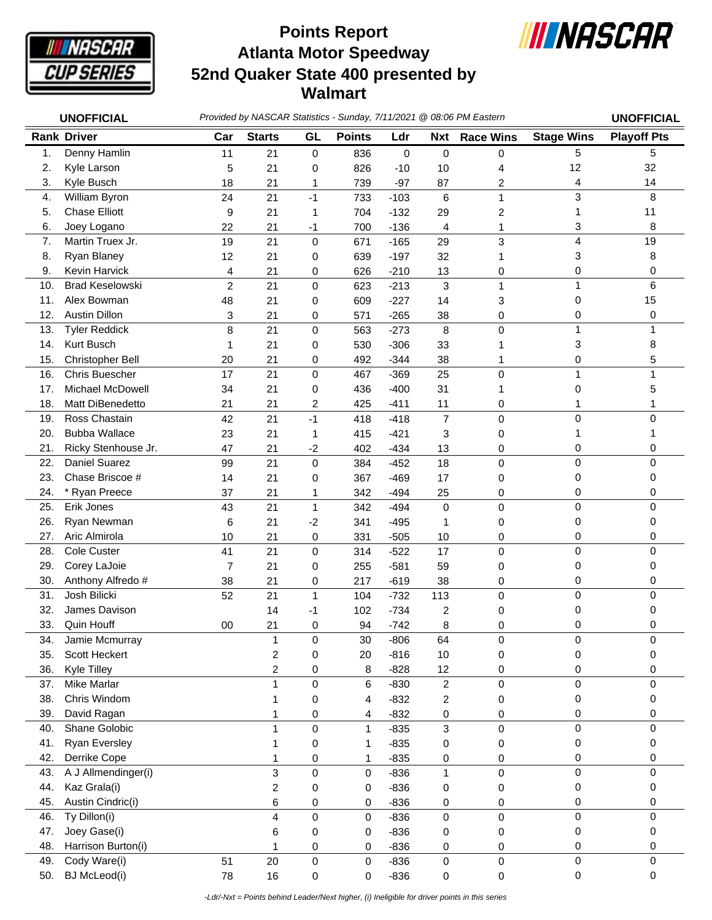# Points Report
# Atlanta Motor Speedway
# 52nd Quaker State 400 presented by Walmart

**UNOFFICIAL** *Provided by NASCAR Statistics - Sunday, 7/11/2021 @ 08:06 PM Eastern* **UNOFFICIAL**

| Rank | Driver | Car | Starts | GL | Points | Ldr | Nxt | Race Wins | Stage Wins | Playoff Pts |
|---|---|---|---|---|---|---|---|---|---|---|
| 1. | Denny Hamlin | 11 | 21 | 0 | 836 | 0 | 0 | 0 | 5 | 5 |
| 2. | Kyle Larson | 5 | 21 | 0 | 826 | -10 | 10 | 4 | 12 | 32 |
| 3. | Kyle Busch | 18 | 21 | 1 | 739 | -97 | 87 | 2 | 4 | 14 |
| 4. | William Byron | 24 | 21 | -1 | 733 | -103 | 6 | 1 | 3 | 8 |
| 5. | Chase Elliott | 9 | 21 | 1 | 704 | -132 | 29 | 2 | 1 | 11 |
| 6. | Joey Logano | 22 | 21 | -1 | 700 | -136 | 4 | 1 | 3 | 8 |
| 7. | Martin Truex Jr. | 19 | 21 | 0 | 671 | -165 | 29 | 3 | 4 | 19 |
| 8. | Ryan Blaney | 12 | 21 | 0 | 639 | -197 | 32 | 1 | 3 | 8 |
| 9. | Kevin Harvick | 4 | 21 | 0 | 626 | -210 | 13 | 0 | 0 | 0 |
| 10. | Brad Keselowski | 2 | 21 | 0 | 623 | -213 | 3 | 1 | 1 | 6 |
| 11. | Alex Bowman | 48 | 21 | 0 | 609 | -227 | 14 | 3 | 0 | 15 |
| 12. | Austin Dillon | 3 | 21 | 0 | 571 | -265 | 38 | 0 | 0 | 0 |
| 13. | Tyler Reddick | 8 | 21 | 0 | 563 | -273 | 8 | 0 | 1 | 1 |
| 14. | Kurt Busch | 1 | 21 | 0 | 530 | -306 | 33 | 1 | 3 | 8 |
| 15. | Christopher Bell | 20 | 21 | 0 | 492 | -344 | 38 | 1 | 0 | 5 |
| 16. | Chris Buescher | 17 | 21 | 0 | 467 | -369 | 25 | 0 | 1 | 1 |
| 17. | Michael McDowell | 34 | 21 | 0 | 436 | -400 | 31 | 1 | 0 | 5 |
| 18. | Matt DiBenedetto | 21 | 21 | 2 | 425 | -411 | 11 | 0 | 1 | 1 |
| 19. | Ross Chastain | 42 | 21 | -1 | 418 | -418 | 7 | 0 | 0 | 0 |
| 20. | Bubba Wallace | 23 | 21 | 1 | 415 | -421 | 3 | 0 | 1 | 1 |
| 21. | Ricky Stenhouse Jr. | 47 | 21 | -2 | 402 | -434 | 13 | 0 | 0 | 0 |
| 22. | Daniel Suarez | 99 | 21 | 0 | 384 | -452 | 18 | 0 | 0 | 0 |
| 23. | Chase Briscoe # | 14 | 21 | 0 | 367 | -469 | 17 | 0 | 0 | 0 |
| 24. | * Ryan Preece | 37 | 21 | 1 | 342 | -494 | 25 | 0 | 0 | 0 |
| 25. | Erik Jones | 43 | 21 | 1 | 342 | -494 | 0 | 0 | 0 | 0 |
| 26. | Ryan Newman | 6 | 21 | -2 | 341 | -495 | 1 | 0 | 0 | 0 |
| 27. | Aric Almirola | 10 | 21 | 0 | 331 | -505 | 10 | 0 | 0 | 0 |
| 28. | Cole Custer | 41 | 21 | 0 | 314 | -522 | 17 | 0 | 0 | 0 |
| 29. | Corey LaJoie | 7 | 21 | 0 | 255 | -581 | 59 | 0 | 0 | 0 |
| 30. | Anthony Alfredo # | 38 | 21 | 0 | 217 | -619 | 38 | 0 | 0 | 0 |
| 31. | Josh Bilicki | 52 | 21 | 1 | 104 | -732 | 113 | 0 | 0 | 0 |
| 32. | James Davison | | 14 | -1 | 102 | -734 | 2 | 0 | 0 | 0 |
| 33. | Quin Houff | 00 | 21 | 0 | 94 | -742 | 8 | 0 | 0 | 0 |
| 34. | Jamie Mcmurray | | 1 | 0 | 30 | -806 | 64 | 0 | 0 | 0 |
| 35. | Scott Heckert | | 2 | 0 | 20 | -816 | 10 | 0 | 0 | 0 |
| 36. | Kyle Tilley | | 2 | 0 | 8 | -828 | 12 | 0 | 0 | 0 |
| 37. | Mike Marlar | | 1 | 0 | 6 | -830 | 2 | 0 | 0 | 0 |
| 38. | Chris Windom | | 1 | 0 | 4 | -832 | 2 | 0 | 0 | 0 |
| 39. | David Ragan | | 1 | 0 | 4 | -832 | 0 | 0 | 0 | 0 |
| 40. | Shane Golobic | | 1 | 0 | 1 | -835 | 3 | 0 | 0 | 0 |
| 41. | Ryan Eversley | | 1 | 0 | 1 | -835 | 0 | 0 | 0 | 0 |
| 42. | Derrike Cope | | 1 | 0 | 1 | -835 | 0 | 0 | 0 | 0 |
| 43. | A J Allmendinger(i) | | 3 | 0 | 0 | -836 | 1 | 0 | 0 | 0 |
| 44. | Kaz Grala(i) | | 2 | 0 | 0 | -836 | 0 | 0 | 0 | 0 |
| 45. | Austin Cindric(i) | | 6 | 0 | 0 | -836 | 0 | 0 | 0 | 0 |
| 46. | Ty Dillon(i) | | 4 | 0 | 0 | -836 | 0 | 0 | 0 | 0 |
| 47. | Joey Gase(i) | | 6 | 0 | 0 | -836 | 0 | 0 | 0 | 0 |
| 48. | Harrison Burton(i) | | 1 | 0 | 0 | -836 | 0 | 0 | 0 | 0 |
| 49. | Cody Ware(i) | 51 | 20 | 0 | 0 | -836 | 0 | 0 | 0 | 0 |
| 50. | BJ McLeod(i) | 78 | 16 | 0 | 0 | -836 | 0 | 0 | 0 | 0 |

*-Ldr/-Nxt = Points behind Leader/Next higher, (i) Ineligible for driver points in this series*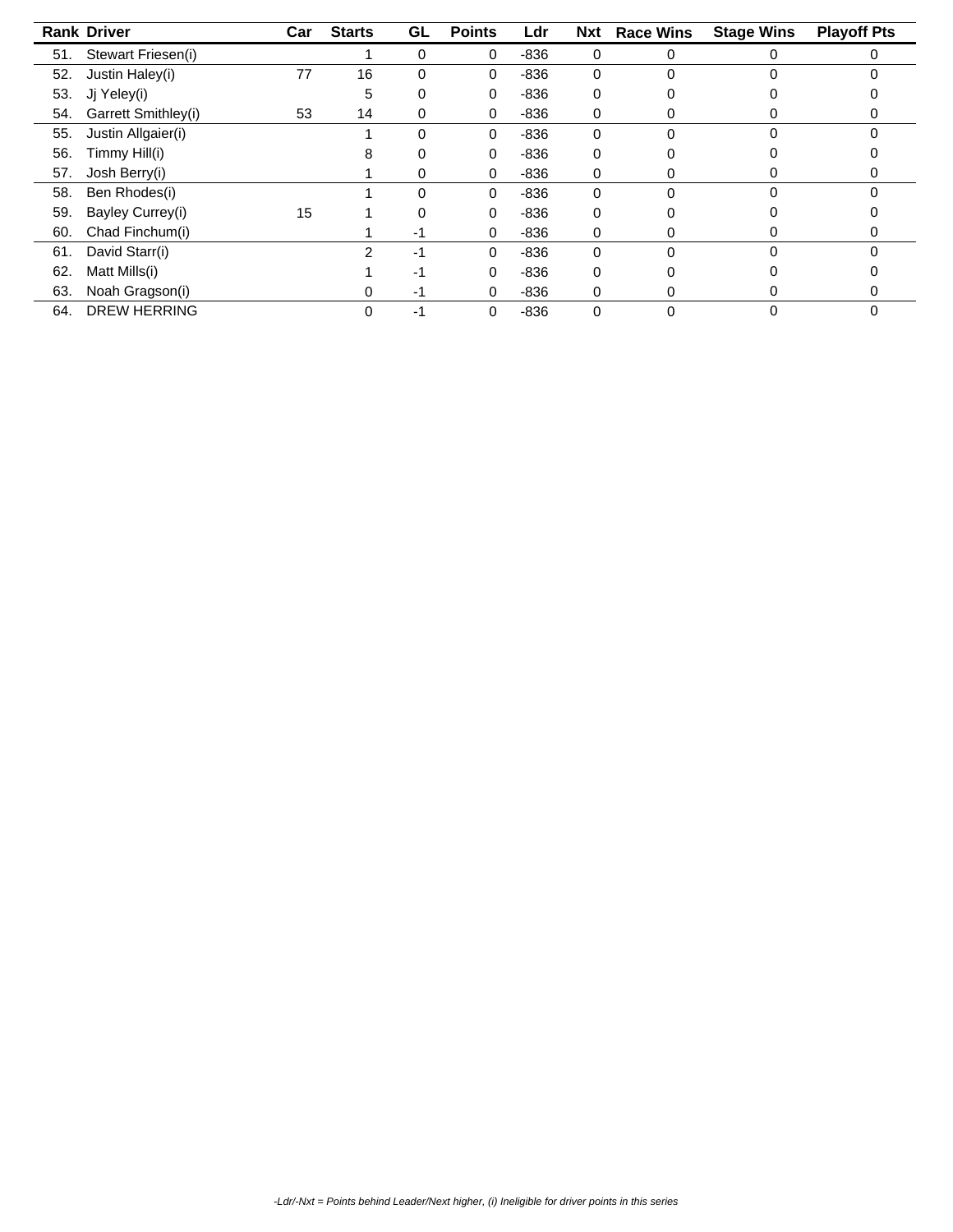| Rank | Driver | Car | Starts | GL | Points | Ldr | Nxt | Race Wins | Stage Wins | Playoff Pts |
|---|---|---|---|---|---|---|---|---|---|---|
| 51. | Stewart Friesen(i) | | 1 | 0 | 0 | -836 | 0 | 0 | 0 | 0 |
| 52. | Justin Haley(i) | 77 | 16 | 0 | 0 | -836 | 0 | 0 | 0 | 0 |
| 53. | Jj Yeley(i) | | 5 | 0 | 0 | -836 | 0 | 0 | 0 | 0 |
| 54. | Garrett Smithley(i) | 53 | 14 | 0 | 0 | -836 | 0 | 0 | 0 | 0 |
| 55. | Justin Allgaier(i) | | 1 | 0 | 0 | -836 | 0 | 0 | 0 | 0 |
| 56. | Timmy Hill(i) | | 8 | 0 | 0 | -836 | 0 | 0 | 0 | 0 |
| 57. | Josh Berry(i) | | 1 | 0 | 0 | -836 | 0 | 0 | 0 | 0 |
| 58. | Ben Rhodes(i) | | 1 | 0 | 0 | -836 | 0 | 0 | 0 | 0 |
| 59. | Bayley Currey(i) | 15 | 1 | 0 | 0 | -836 | 0 | 0 | 0 | 0 |
| 60. | Chad Finchum(i) | | 1 | -1 | 0 | -836 | 0 | 0 | 0 | 0 |
| 61. | David Starr(i) | | 2 | -1 | 0 | -836 | 0 | 0 | 0 | 0 |
| 62. | Matt Mills(i) | | 1 | -1 | 0 | -836 | 0 | 0 | 0 | 0 |
| 63. | Noah Gragson(i) | | 0 | -1 | 0 | -836 | 0 | 0 | 0 | 0 |
| 64. | DREW HERRING | | 0 | -1 | 0 | -836 | 0 | 0 | 0 | 0 |

*-Ldr/-Nxt = Points behind Leader/Next higher, (i) Ineligible for driver points in this series*